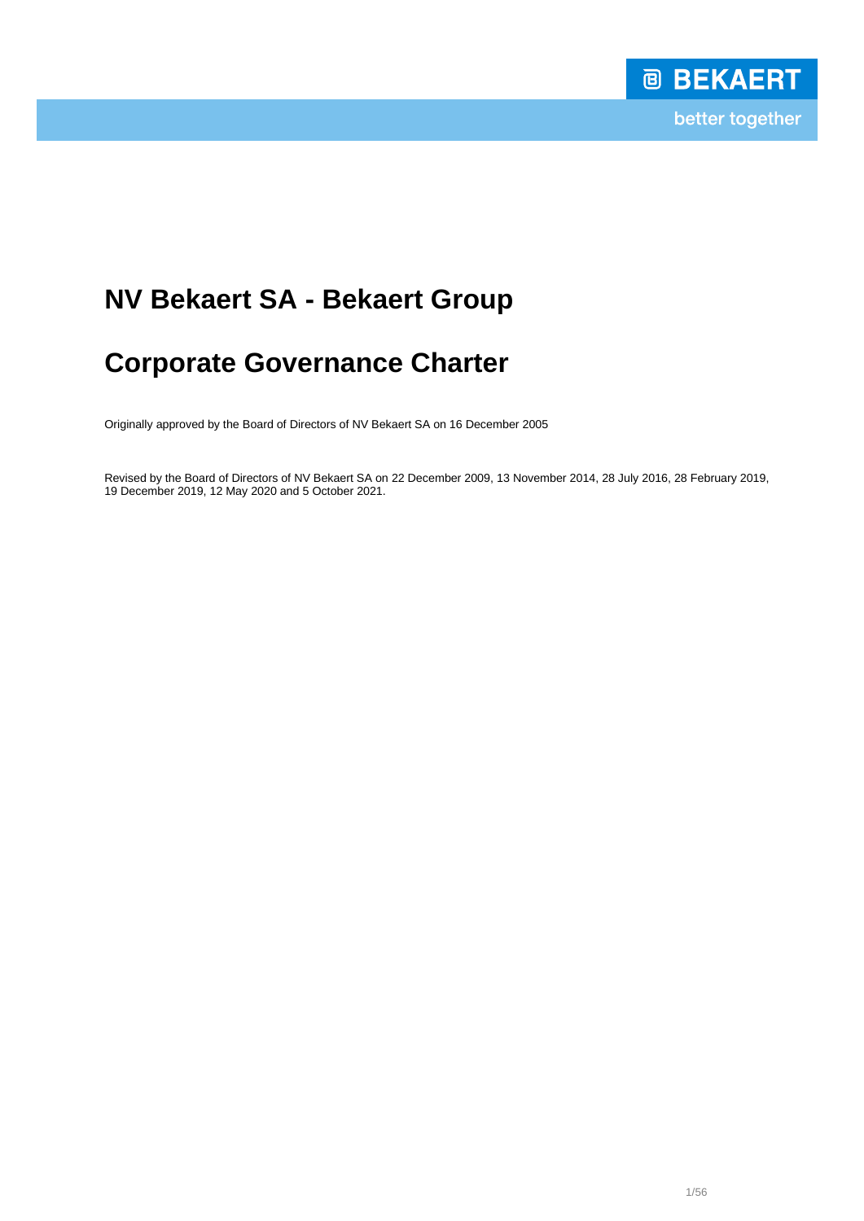# NV Bekaert SA - Bekaert Group

# Corporate Governance Charter

Originally approved by the Board of Directors of NV Bekaert SA on 16 December 2005

Revised by the Board of Directors of NV Bekaert SA on 22 December 2009, 13 November 2014, 28 July 2016, 28 February 2019, 19 December 2019, 12 May 2020 and 5 October 2021.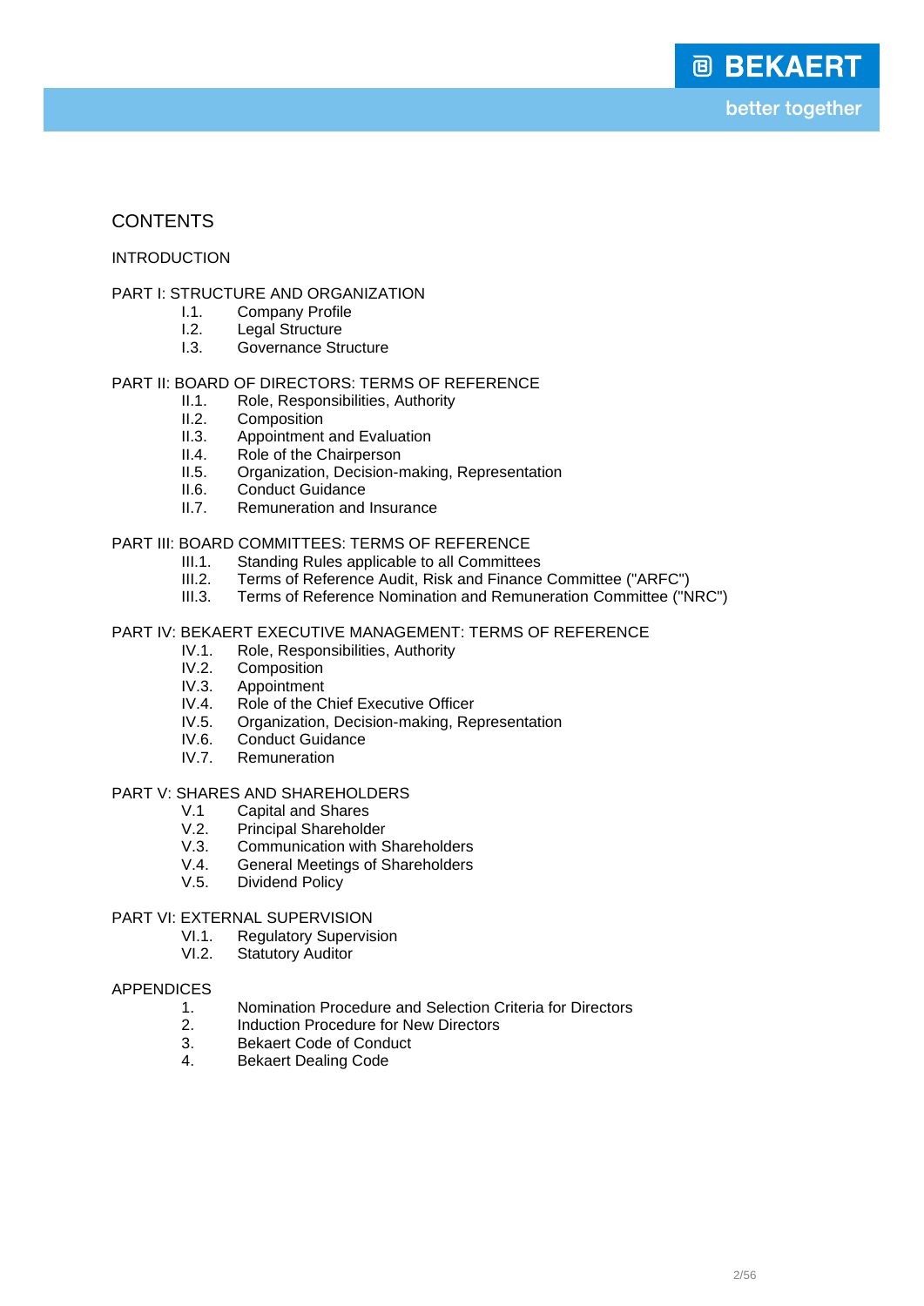# CONTENTS

INTRODUCTION

PART I: STRUCTURE AND ORGANIZATION
- I.1. Company Profile
- I.2. Legal Structure
- I.3. Governance Structure

PART II: BOARD OF DIRECTORS: TERMS OF REFERENCE
- II.1. Role, Responsibilities, Authority
- II.2. Composition
- II.3. Appointment and Evaluation
- II.4. Role of the Chairperson
- II.5. Organization, Decision-making, Representation
- II.6. Conduct Guidance
- II.7. Remuneration and Insurance

PART III: BOARD COMMITTEES: TERMS OF REFERENCE
- III.1. Standing Rules applicable to all Committees
- III.2. Terms of Reference Audit, Risk and Finance Committee ("ARFC")
- III.3. Terms of Reference Nomination and Remuneration Committee ("NRC")

PART IV: BEKAERT EXECUTIVE MANAGEMENT: TERMS OF REFERENCE
- IV.1. Role, Responsibilities, Authority
- IV.2. Composition
- IV.3. Appointment
- IV.4. Role of the Chief Executive Officer
- IV.5. Organization, Decision-making, Representation
- IV.6. Conduct Guidance
- IV.7. Remuneration

PART V: SHARES AND SHAREHOLDERS
- V.1 Capital and Shares
- V.2. Principal Shareholder
- V.3. Communication with Shareholders
- V.4. General Meetings of Shareholders
- V.5. Dividend Policy

PART VI: EXTERNAL SUPERVISION
- VI.1. Regulatory Supervision
- VI.2. Statutory Auditor

APPENDICES
1. Nomination Procedure and Selection Criteria for Directors
2. Induction Procedure for New Directors
3. Bekaert Code of Conduct
4. Bekaert Dealing Code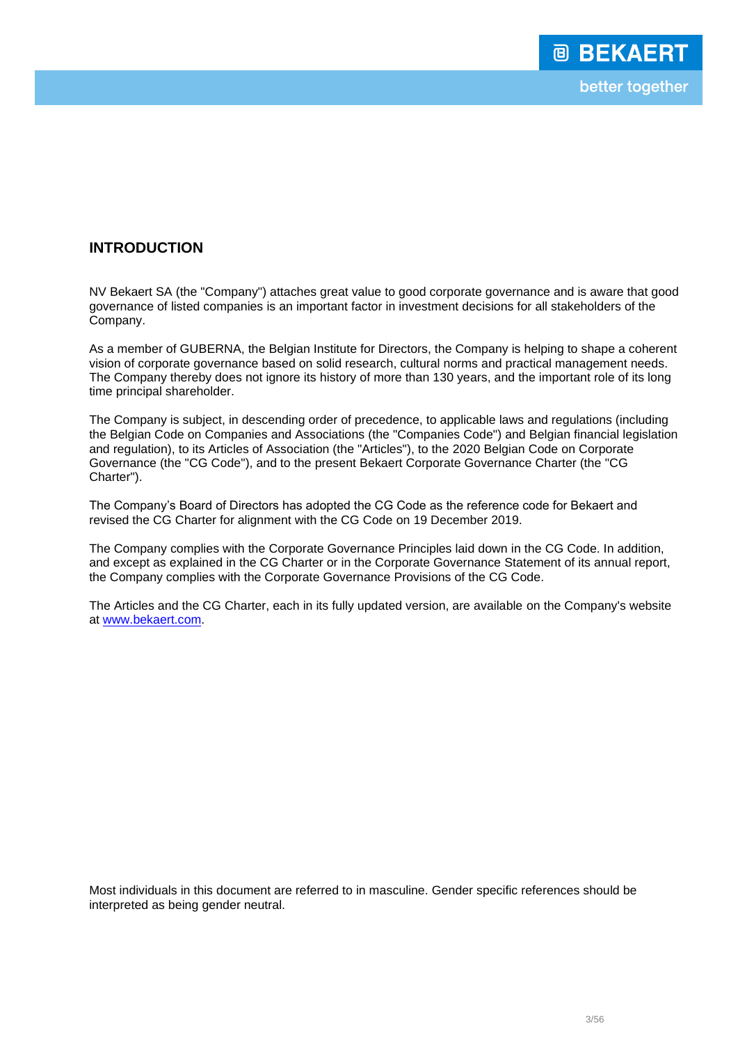## INTRODUCTION

NV Bekaert SA (the "Company") attaches great value to good corporate governance and is aware that good governance of listed companies is an important factor in investment decisions for all stakeholders of the Company.

As a member of GUBERNA, the Belgian Institute for Directors, the Company is helping to shape a coherent vision of corporate governance based on solid research, cultural norms and practical management needs. The Company thereby does not ignore its history of more than 130 years, and the important role of its long time principal shareholder.

The Company is subject, in descending order of precedence, to applicable laws and regulations (including the Belgian Code on Companies and Associations (the "Companies Code") and Belgian financial legislation and regulation), to its Articles of Association (the "Articles"), to the 2020 Belgian Code on Corporate Governance (the "CG Code"), and to the present Bekaert Corporate Governance Charter (the "CG Charter").

The Company's Board of Directors has adopted the CG Code as the reference code for Bekaert and revised the CG Charter for alignment with the CG Code on 19 December 2019.

The Company complies with the Corporate Governance Principles laid down in the CG Code. In addition, and except as explained in the CG Charter or in the Corporate Governance Statement of its annual report, the Company complies with the Corporate Governance Provisions of the CG Code.

The Articles and the CG Charter, each in its fully updated version, are available on the Company's website at [www.bekaert.com](http://www.bekaert.com).

Most individuals in this document are referred to in masculine. Gender specific references should be interpreted as being gender neutral.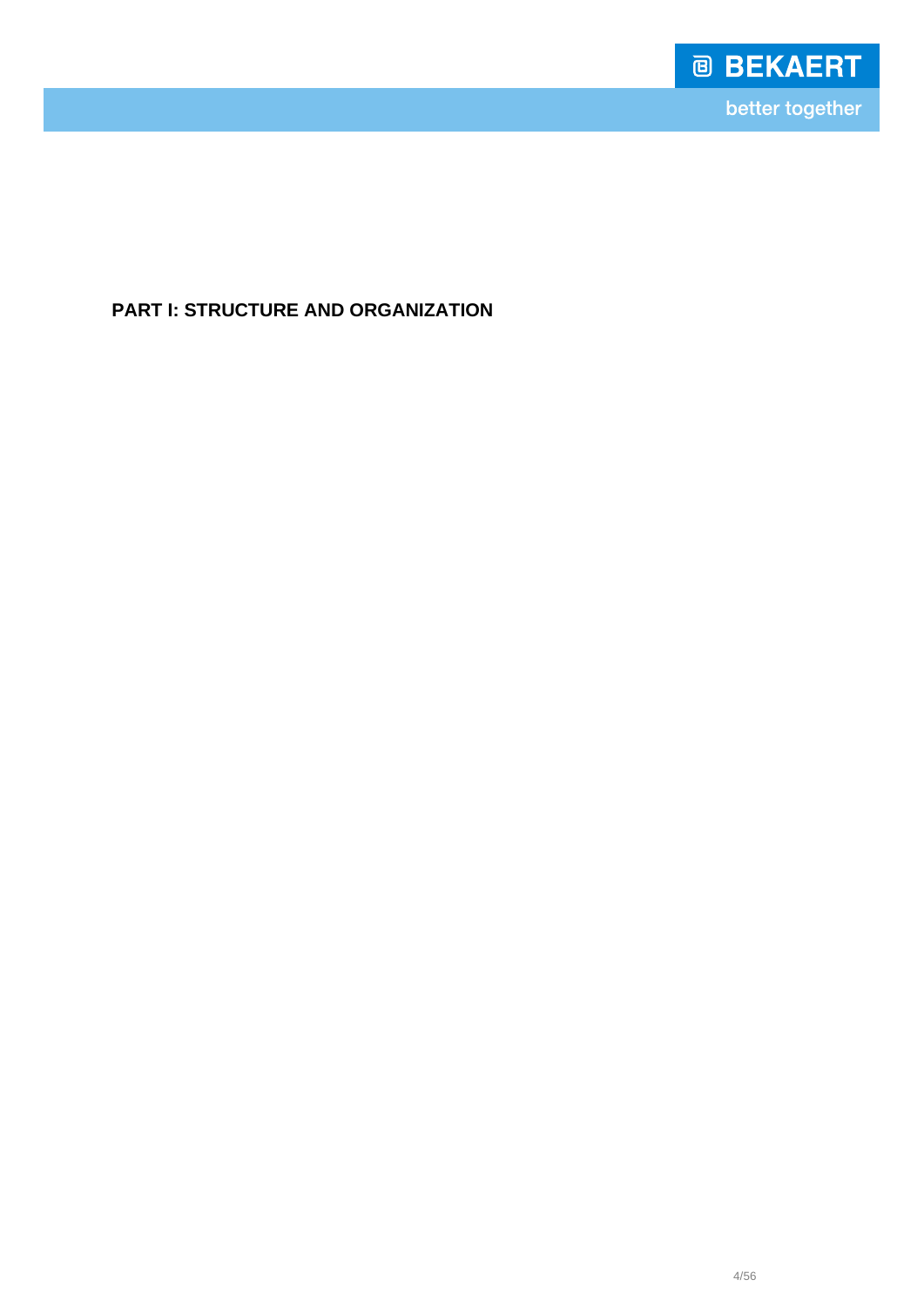# PART I: STRUCTURE AND ORGANIZATION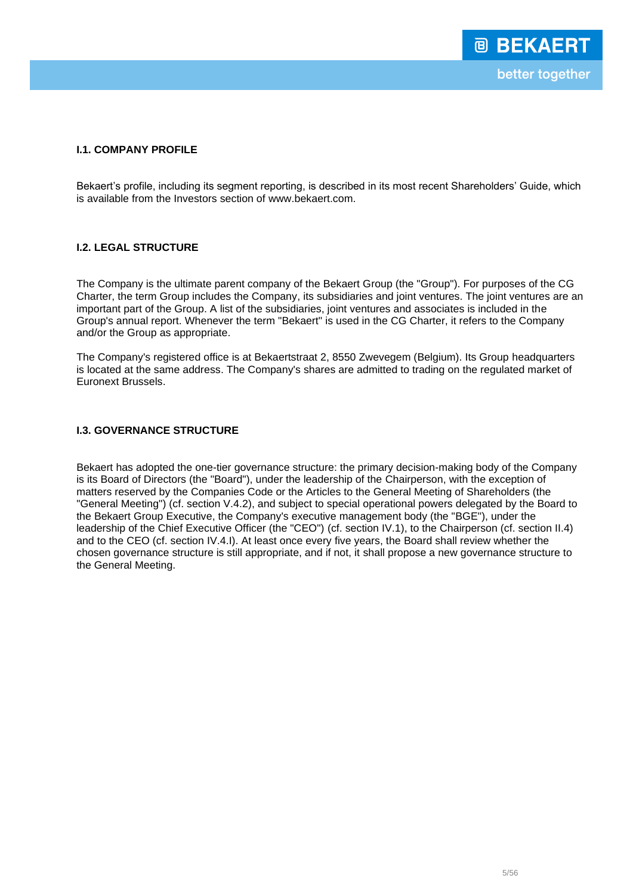## I.1. COMPANY PROFILE

Bekaert's profile, including its segment reporting, is described in its most recent Shareholders' Guide, which is available from the Investors section of www.bekaert.com.

## I.2. LEGAL STRUCTURE

The Company is the ultimate parent company of the Bekaert Group (the "Group"). For purposes of the CG Charter, the term Group includes the Company, its subsidiaries and joint ventures. The joint ventures are an important part of the Group. A list of the subsidiaries, joint ventures and associates is included in the Group's annual report. Whenever the term "Bekaert" is used in the CG Charter, it refers to the Company and/or the Group as appropriate.

The Company's registered office is at Bekaertstraat 2, 8550 Zwevegem (Belgium). Its Group headquarters is located at the same address. The Company's shares are admitted to trading on the regulated market of Euronext Brussels.

## I.3. GOVERNANCE STRUCTURE

Bekaert has adopted the one-tier governance structure: the primary decision-making body of the Company is its Board of Directors (the "Board"), under the leadership of the Chairperson, with the exception of matters reserved by the Companies Code or the Articles to the General Meeting of Shareholders (the "General Meeting") (cf. section V.4.2), and subject to special operational powers delegated by the Board to the Bekaert Group Executive, the Company's executive management body (the "BGE"), under the leadership of the Chief Executive Officer (the "CEO") (cf. section IV.1), to the Chairperson (cf. section II.4) and to the CEO (cf. section IV.4.I). At least once every five years, the Board shall review whether the chosen governance structure is still appropriate, and if not, it shall propose a new governance structure to the General Meeting.